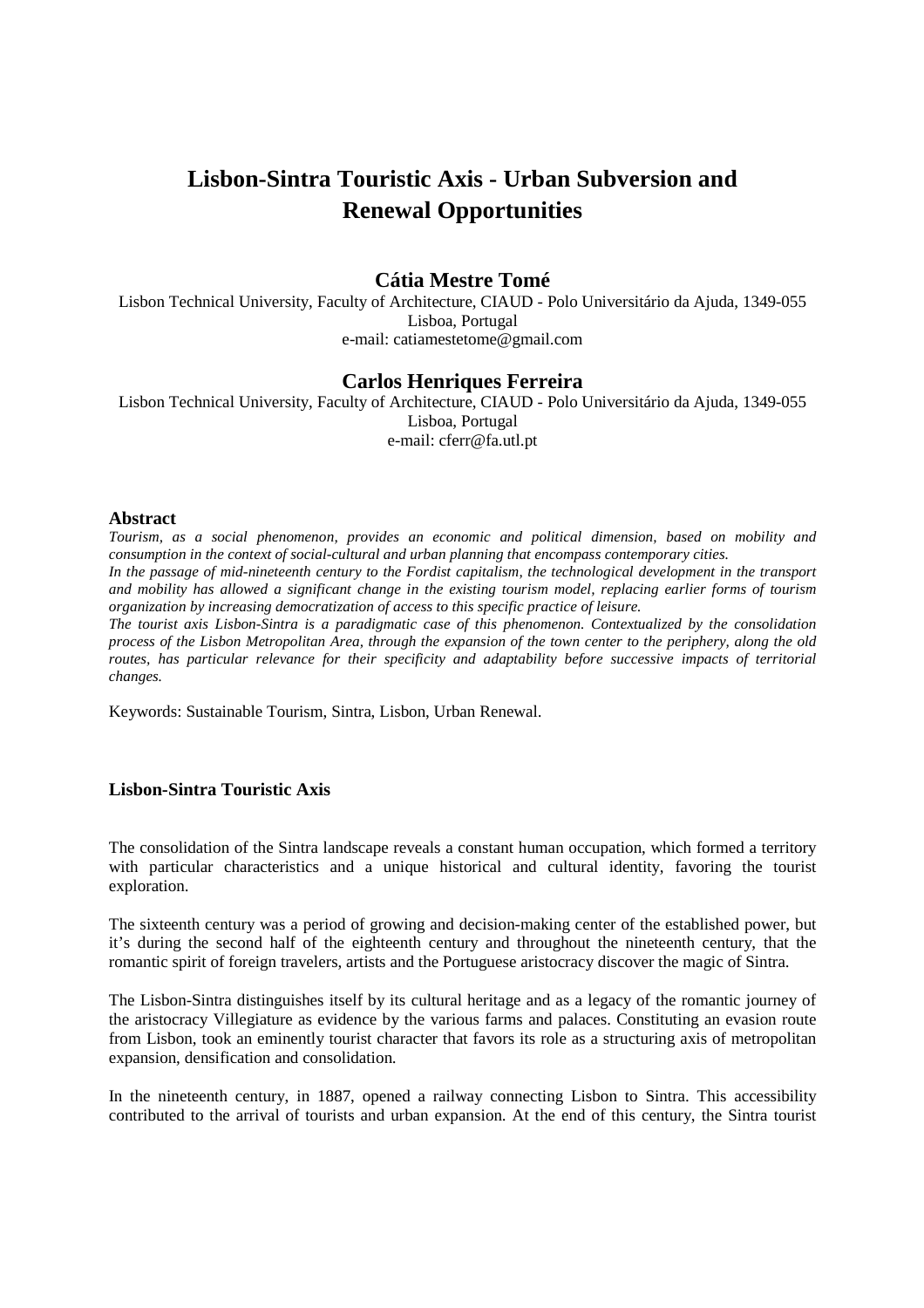# Lisbon-Sintra Touristic Axis - Urban Subversion and Renewal Opportunities

## Cátia Mestre Tomé

Lisbon Technical University, Faculty of Architecture, CIAUD - Polo Universitário da Ajuda, 1349-055 Lisboa, Portugal
e-mail: catiamestetome@gmail.com

## Carlos Henriques Ferreira

Lisbon Technical University, Faculty of Architecture, CIAUD - Polo Universitário da Ajuda, 1349-055 Lisboa, Portugal
e-mail: cferr@fa.utl.pt

### Abstract

*Tourism, as a social phenomenon, provides an economic and political dimension, based on mobility and consumption in the context of social-cultural and urban planning that encompass contemporary cities.*

*In the passage of mid-nineteenth century to the Fordist capitalism, the technological development in the transport and mobility has allowed a significant change in the existing tourism model, replacing earlier forms of tourism organization by increasing democratization of access to this specific practice of leisure.*

*The tourist axis Lisbon-Sintra is a paradigmatic case of this phenomenon. Contextualized by the consolidation process of the Lisbon Metropolitan Area, through the expansion of the town center to the periphery, along the old routes, has particular relevance for their specificity and adaptability before successive impacts of territorial changes.*

Keywords: Sustainable Tourism, Sintra, Lisbon, Urban Renewal.

### Lisbon-Sintra Touristic Axis

The consolidation of the Sintra landscape reveals a constant human occupation, which formed a territory with particular characteristics and a unique historical and cultural identity, favoring the tourist exploration.

The sixteenth century was a period of growing and decision-making center of the established power, but it's during the second half of the eighteenth century and throughout the nineteenth century, that the romantic spirit of foreign travelers, artists and the Portuguese aristocracy discover the magic of Sintra.

The Lisbon-Sintra distinguishes itself by its cultural heritage and as a legacy of the romantic journey of the aristocracy Villegiature as evidence by the various farms and palaces. Constituting an evasion route from Lisbon, took an eminently tourist character that favors its role as a structuring axis of metropolitan expansion, densification and consolidation.

In the nineteenth century, in 1887, opened a railway connecting Lisbon to Sintra. This accessibility contributed to the arrival of tourists and urban expansion. At the end of this century, the Sintra tourist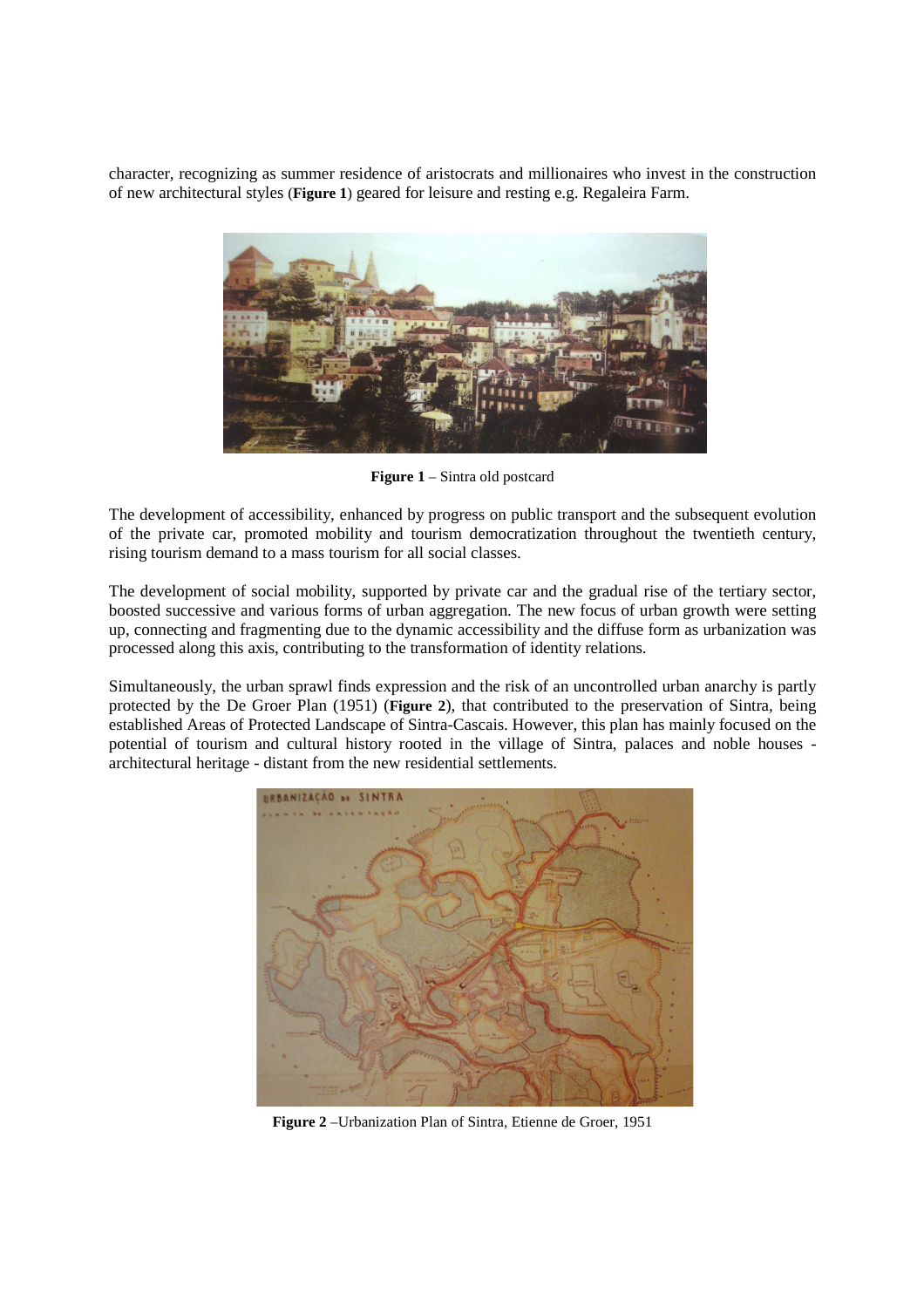character, recognizing as summer residence of aristocrats and millionaires who invest in the construction of new architectural styles (**Figure 1**) geared for leisure and resting e.g. Regaleira Farm.

**Figure 1** – Sintra old postcard

The development of accessibility, enhanced by progress on public transport and the subsequent evolution of the private car, promoted mobility and tourism democratization throughout the twentieth century, rising tourism demand to a mass tourism for all social classes.

The development of social mobility, supported by private car and the gradual rise of the tertiary sector, boosted successive and various forms of urban aggregation. The new focus of urban growth were setting up, connecting and fragmenting due to the dynamic accessibility and the diffuse form as urbanization was processed along this axis, contributing to the transformation of identity relations.

Simultaneously, the urban sprawl finds expression and the risk of an uncontrolled urban anarchy is partly protected by the De Groer Plan (1951) (**Figure 2**), that contributed to the preservation of Sintra, being established Areas of Protected Landscape of Sintra-Cascais. However, this plan has mainly focused on the potential of tourism and cultural history rooted in the village of Sintra, palaces and noble houses - architectural heritage - distant from the new residential settlements.

**Figure 2** –Urbanization Plan of Sintra, Etienne de Groer, 1951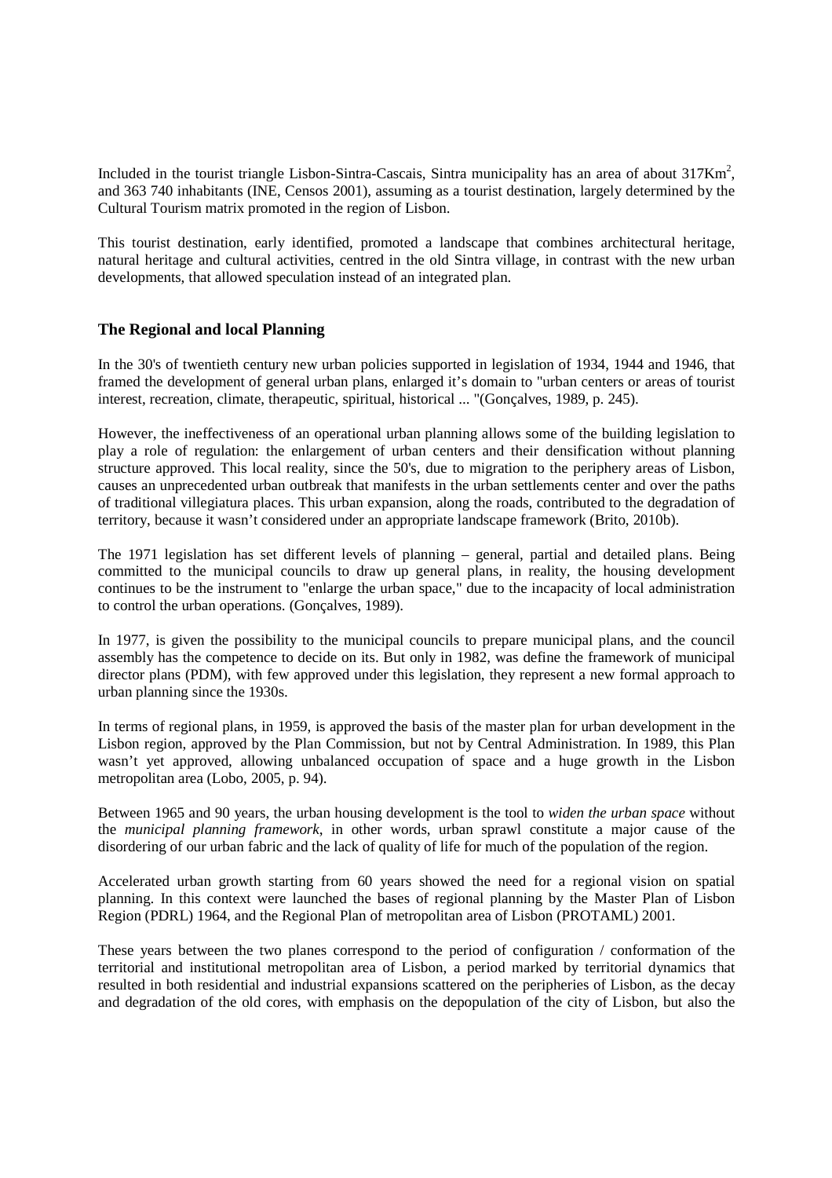Included in the tourist triangle Lisbon-Sintra-Cascais, Sintra municipality has an area of about 317Km$^2$, and 363 740 inhabitants (INE, Censos 2001), assuming as a tourist destination, largely determined by the Cultural Tourism matrix promoted in the region of Lisbon.

This tourist destination, early identified, promoted a landscape that combines architectural heritage, natural heritage and cultural activities, centred in the old Sintra village, in contrast with the new urban developments, that allowed speculation instead of an integrated plan.

## The Regional and local Planning

In the 30's of twentieth century new urban policies supported in legislation of 1934, 1944 and 1946, that framed the development of general urban plans, enlarged it's domain to "urban centers or areas of tourist interest, recreation, climate, therapeutic, spiritual, historical ... "(Gonçalves, 1989, p. 245).

However, the ineffectiveness of an operational urban planning allows some of the building legislation to play a role of regulation: the enlargement of urban centers and their densification without planning structure approved. This local reality, since the 50's, due to migration to the periphery areas of Lisbon, causes an unprecedented urban outbreak that manifests in the urban settlements center and over the paths of traditional villegiatura places. This urban expansion, along the roads, contributed to the degradation of territory, because it wasn't considered under an appropriate landscape framework (Brito, 2010b).

The 1971 legislation has set different levels of planning – general, partial and detailed plans. Being committed to the municipal councils to draw up general plans, in reality, the housing development continues to be the instrument to "enlarge the urban space," due to the incapacity of local administration to control the urban operations. (Gonçalves, 1989).

In 1977, is given the possibility to the municipal councils to prepare municipal plans, and the council assembly has the competence to decide on its. But only in 1982, was define the framework of municipal director plans (PDM), with few approved under this legislation, they represent a new formal approach to urban planning since the 1930s.

In terms of regional plans, in 1959, is approved the basis of the master plan for urban development in the Lisbon region, approved by the Plan Commission, but not by Central Administration. In 1989, this Plan wasn't yet approved, allowing unbalanced occupation of space and a huge growth in the Lisbon metropolitan area (Lobo, 2005, p. 94).

Between 1965 and 90 years, the urban housing development is the tool to *widen the urban space* without the *municipal planning framework*, in other words, urban sprawl constitute a major cause of the disordering of our urban fabric and the lack of quality of life for much of the population of the region.

Accelerated urban growth starting from 60 years showed the need for a regional vision on spatial planning. In this context were launched the bases of regional planning by the Master Plan of Lisbon Region (PDRL) 1964, and the Regional Plan of metropolitan area of Lisbon (PROTAML) 2001.

These years between the two planes correspond to the period of configuration / conformation of the territorial and institutional metropolitan area of Lisbon, a period marked by territorial dynamics that resulted in both residential and industrial expansions scattered on the peripheries of Lisbon, as the decay and degradation of the old cores, with emphasis on the depopulation of the city of Lisbon, but also the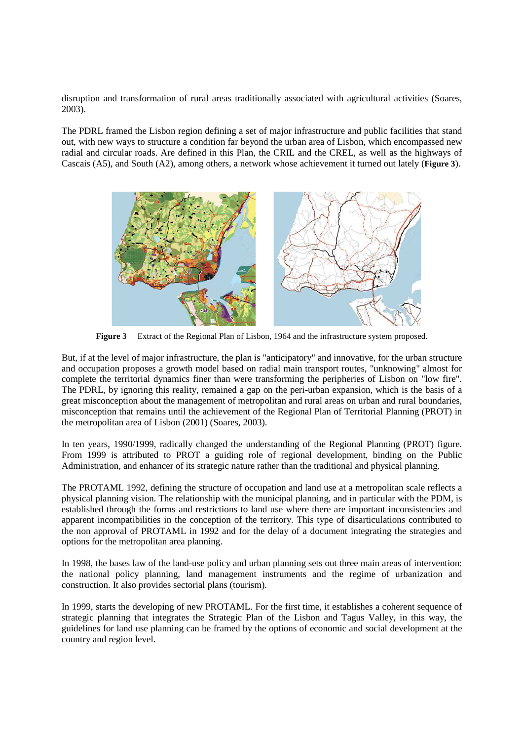disruption and transformation of rural areas traditionally associated with agricultural activities (Soares, 2003).

The PDRL framed the Lisbon region defining a set of major infrastructure and public facilities that stand out, with new ways to structure a condition far beyond the urban area of Lisbon, which encompassed new radial and circular roads. Are defined in this Plan, the CRIL and the CREL, as well as the highways of Cascais (A5), and South (A2), among others, a network whose achievement it turned out lately (**Figure 3**).

**Figure 3** Extract of the Regional Plan of Lisbon, 1964 and the infrastructure system proposed.

But, if at the level of major infrastructure, the plan is "anticipatory" and innovative, for the urban structure and occupation proposes a growth model based on radial main transport routes, "unknowing" almost for complete the territorial dynamics finer than were transforming the peripheries of Lisbon on "low fire". The PDRL, by ignoring this reality, remained a gap on the peri-urban expansion, which is the basis of a great misconception about the management of metropolitan and rural areas on urban and rural boundaries, misconception that remains until the achievement of the Regional Plan of Territorial Planning (PROT) in the metropolitan area of Lisbon (2001) (Soares, 2003).

In ten years, 1990/1999, radically changed the understanding of the Regional Planning (PROT) figure. From 1999 is attributed to PROT a guiding role of regional development, binding on the Public Administration, and enhancer of its strategic nature rather than the traditional and physical planning.

The PROTAML 1992, defining the structure of occupation and land use at a metropolitan scale reflects a physical planning vision. The relationship with the municipal planning, and in particular with the PDM, is established through the forms and restrictions to land use where there are important inconsistencies and apparent incompatibilities in the conception of the territory. This type of disarticulations contributed to the non approval of PROTAML in 1992 and for the delay of a document integrating the strategies and options for the metropolitan area planning.

In 1998, the bases law of the land-use policy and urban planning sets out three main areas of intervention: the national policy planning, land management instruments and the regime of urbanization and construction. It also provides sectorial plans (tourism).

In 1999, starts the developing of new PROTAML. For the first time, it establishes a coherent sequence of strategic planning that integrates the Strategic Plan of the Lisbon and Tagus Valley, in this way, the guidelines for land use planning can be framed by the options of economic and social development at the country and region level.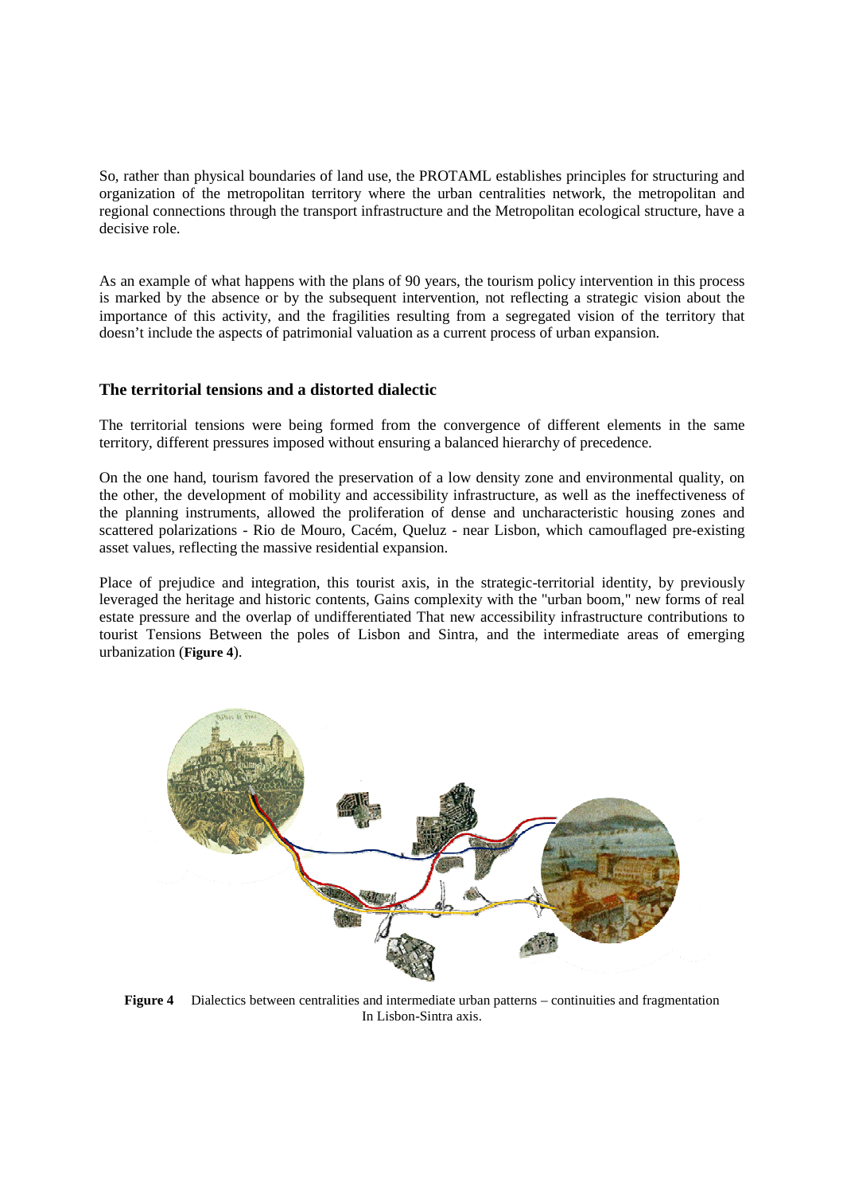So, rather than physical boundaries of land use, the PROTAML establishes principles for structuring and organization of the metropolitan territory where the urban centralities network, the metropolitan and regional connections through the transport infrastructure and the Metropolitan ecological structure, have a decisive role.

As an example of what happens with the plans of 90 years, the tourism policy intervention in this process is marked by the absence or by the subsequent intervention, not reflecting a strategic vision about the importance of this activity, and the fragilities resulting from a segregated vision of the territory that doesn't include the aspects of patrimonial valuation as a current process of urban expansion.

## The territorial tensions and a distorted dialectic

The territorial tensions were being formed from the convergence of different elements in the same territory, different pressures imposed without ensuring a balanced hierarchy of precedence.

On the one hand, tourism favored the preservation of a low density zone and environmental quality, on the other, the development of mobility and accessibility infrastructure, as well as the ineffectiveness of the planning instruments, allowed the proliferation of dense and uncharacteristic housing zones and scattered polarizations - Rio de Mouro, Cacém, Queluz - near Lisbon, which camouflaged pre-existing asset values, reflecting the massive residential expansion.

Place of prejudice and integration, this tourist axis, in the strategic-territorial identity, by previously leveraged the heritage and historic contents, Gains complexity with the "urban boom," new forms of real estate pressure and the overlap of undifferentiated That new accessibility infrastructure contributions to tourist Tensions Between the poles of Lisbon and Sintra, and the intermediate areas of emerging urbanization (**Figure 4**).

**Figure 4** Dialectics between centralities and intermediate urban patterns – continuities and fragmentation In Lisbon-Sintra axis.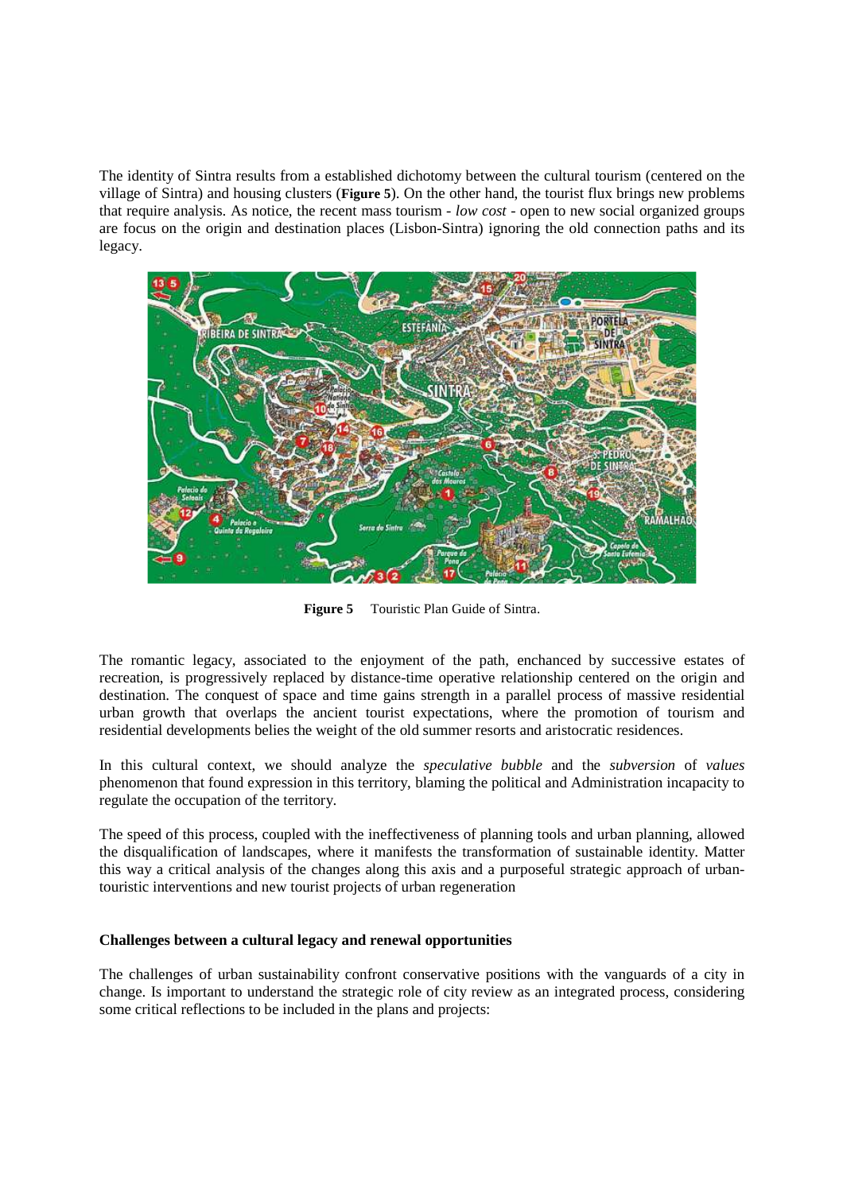The identity of Sintra results from a established dichotomy between the cultural tourism (centered on the village of Sintra) and housing clusters (**Figure 5**). On the other hand, the tourist flux brings new problems that require analysis. As notice, the recent mass tourism - *low cost* - open to new social organized groups are focus on the origin and destination places (Lisbon-Sintra) ignoring the old connection paths and its legacy.

**Figure 5** Touristic Plan Guide of Sintra.

The romantic legacy, associated to the enjoyment of the path, enchanced by successive estates of recreation, is progressively replaced by distance-time operative relationship centered on the origin and destination. The conquest of space and time gains strength in a parallel process of massive residential urban growth that overlaps the ancient tourist expectations, where the promotion of tourism and residential developments belies the weight of the old summer resorts and aristocratic residences.

In this cultural context, we should analyze the *speculative bubble* and the *subversion* of *values* phenomenon that found expression in this territory, blaming the political and Administration incapacity to regulate the occupation of the territory.

The speed of this process, coupled with the ineffectiveness of planning tools and urban planning, allowed the disqualification of landscapes, where it manifests the transformation of sustainable identity. Matter this way a critical analysis of the changes along this axis and a purposeful strategic approach of urban-touristic interventions and new tourist projects of urban regeneration

**Challenges between a cultural legacy and renewal opportunities**

The challenges of urban sustainability confront conservative positions with the vanguards of a city in change. Is important to understand the strategic role of city review as an integrated process, considering some critical reflections to be included in the plans and projects: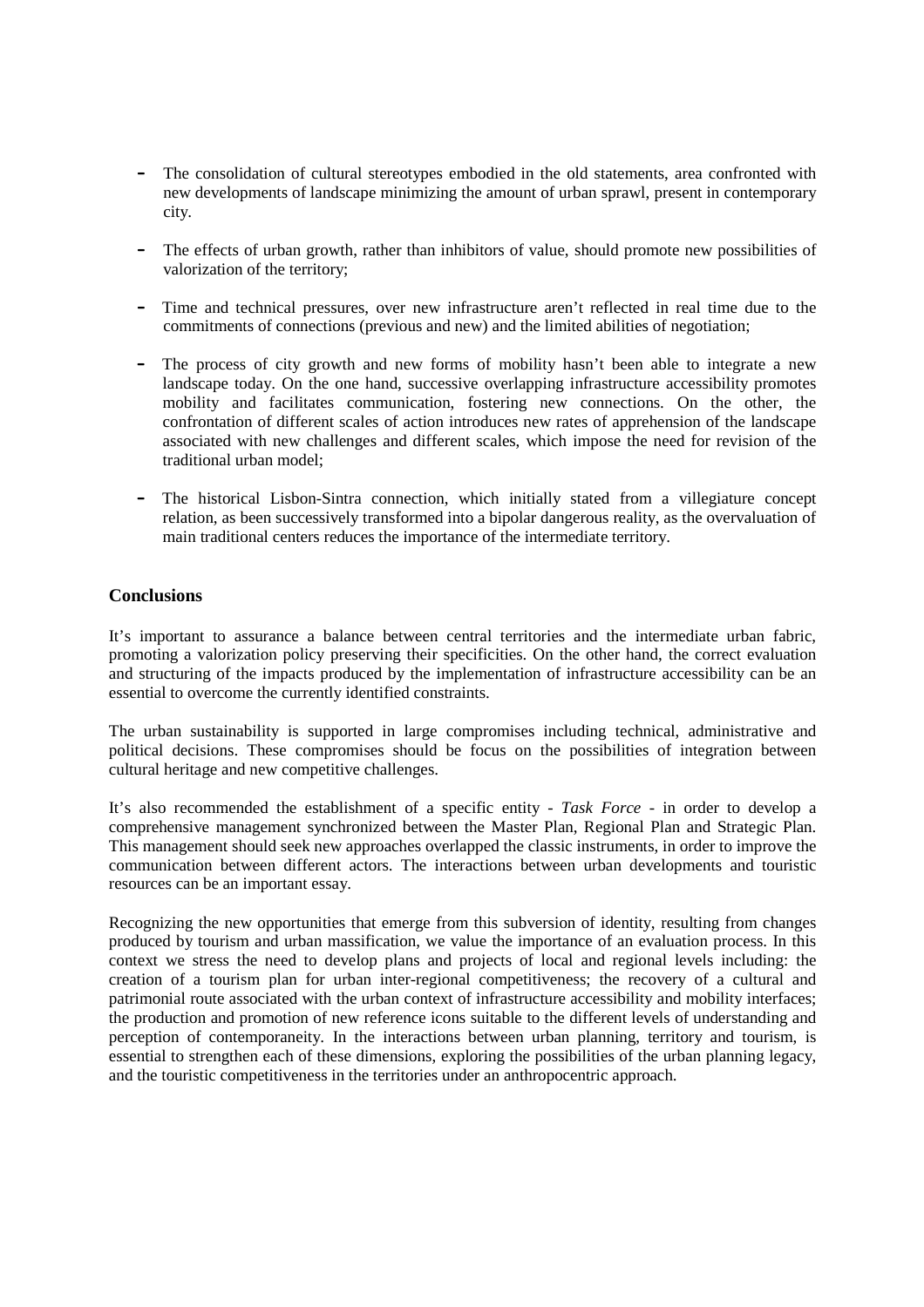- The consolidation of cultural stereotypes embodied in the old statements, area confronted with new developments of landscape minimizing the amount of urban sprawl, present in contemporary city.

- The effects of urban growth, rather than inhibitors of value, should promote new possibilities of valorization of the territory;

- Time and technical pressures, over new infrastructure aren't reflected in real time due to the commitments of connections (previous and new) and the limited abilities of negotiation;

- The process of city growth and new forms of mobility hasn't been able to integrate a new landscape today. On the one hand, successive overlapping infrastructure accessibility promotes mobility and facilitates communication, fostering new connections. On the other, the confrontation of different scales of action introduces new rates of apprehension of the landscape associated with new challenges and different scales, which impose the need for revision of the traditional urban model;

- The historical Lisbon-Sintra connection, which initially stated from a villegiature concept relation, as been successively transformed into a bipolar dangerous reality, as the overvaluation of main traditional centers reduces the importance of the intermediate territory.

## Conclusions

It's important to assurance a balance between central territories and the intermediate urban fabric, promoting a valorization policy preserving their specificities. On the other hand, the correct evaluation and structuring of the impacts produced by the implementation of infrastructure accessibility can be an essential to overcome the currently identified constraints.

The urban sustainability is supported in large compromises including technical, administrative and political decisions. These compromises should be focus on the possibilities of integration between cultural heritage and new competitive challenges.

It's also recommended the establishment of a specific entity - *Task Force* - in order to develop a comprehensive management synchronized between the Master Plan, Regional Plan and Strategic Plan. This management should seek new approaches overlapped the classic instruments, in order to improve the communication between different actors. The interactions between urban developments and touristic resources can be an important essay.

Recognizing the new opportunities that emerge from this subversion of identity, resulting from changes produced by tourism and urban massification, we value the importance of an evaluation process. In this context we stress the need to develop plans and projects of local and regional levels including: the creation of a tourism plan for urban inter-regional competitiveness; the recovery of a cultural and patrimonial route associated with the urban context of infrastructure accessibility and mobility interfaces; the production and promotion of new reference icons suitable to the different levels of understanding and perception of contemporaneity. In the interactions between urban planning, territory and tourism, is essential to strengthen each of these dimensions, exploring the possibilities of the urban planning legacy, and the touristic competitiveness in the territories under an anthropocentric approach.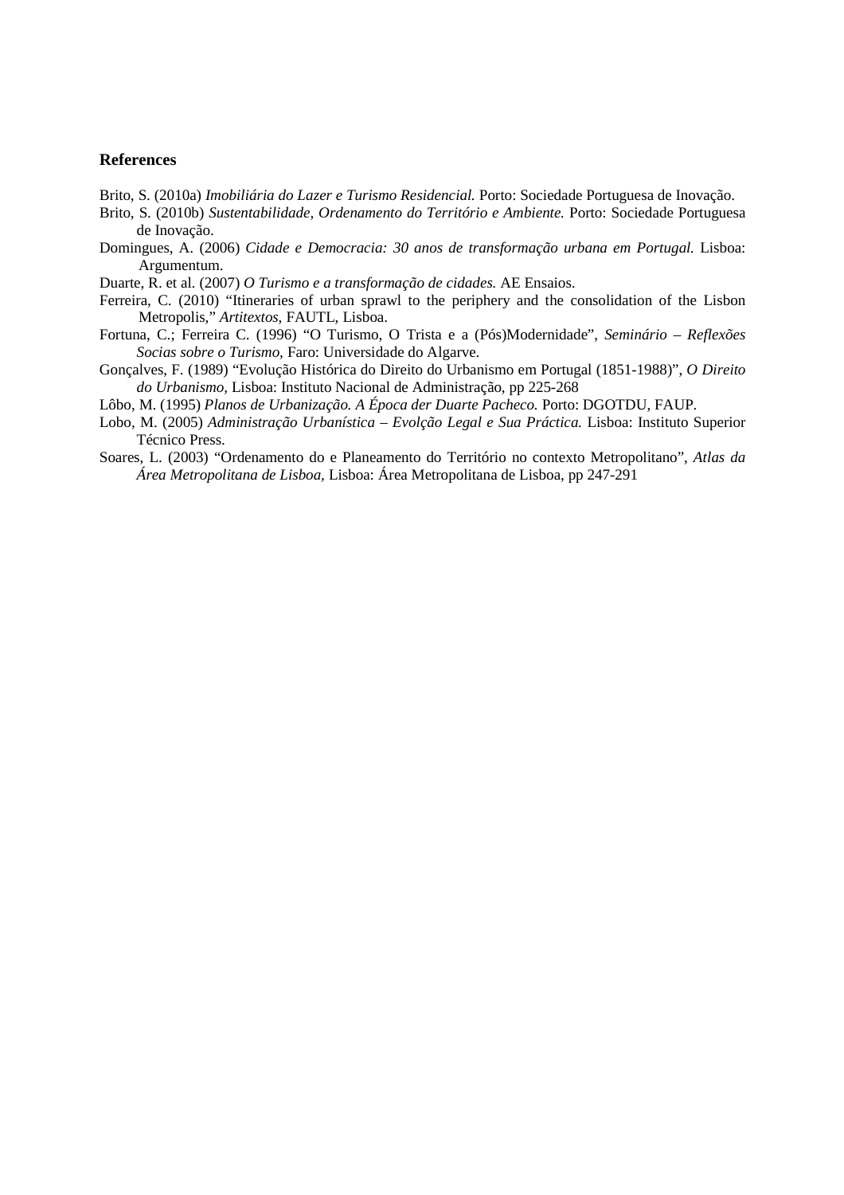## References

Brito, S. (2010a) *Imobiliária do Lazer e Turismo Residencial.* Porto: Sociedade Portuguesa de Inovação.

Brito, S. (2010b) *Sustentabilidade, Ordenamento do Território e Ambiente.* Porto: Sociedade Portuguesa de Inovação.

Domingues, A. (2006) *Cidade e Democracia: 30 anos de transformação urbana em Portugal.* Lisboa: Argumentum.

Duarte, R. et al. (2007) *O Turismo e a transformação de cidades.* AE Ensaios.

Ferreira, C. (2010) "Itineraries of urban sprawl to the periphery and the consolidation of the Lisbon Metropolis," *Artitextos*, FAUTL, Lisboa.

Fortuna, C.; Ferreira C. (1996) "O Turismo, O Trista e a (Pós)Modernidade", *Seminário – Reflexões Socias sobre o Turismo*, Faro: Universidade do Algarve.

Gonçalves, F. (1989) "Evolução Histórica do Direito do Urbanismo em Portugal (1851-1988)", *O Direito do Urbanismo*, Lisboa: Instituto Nacional de Administração, pp 225-268

Lôbo, M. (1995) *Planos de Urbanização. A Época der Duarte Pacheco.* Porto: DGOTDU, FAUP.

Lobo, M. (2005) *Administração Urbanística – Evolção Legal e Sua Práctica.* Lisboa: Instituto Superior Técnico Press.

Soares, L. (2003) "Ordenamento do e Planeamento do Território no contexto Metropolitano", *Atlas da Área Metropolitana de Lisboa*, Lisboa: Área Metropolitana de Lisboa, pp 247-291